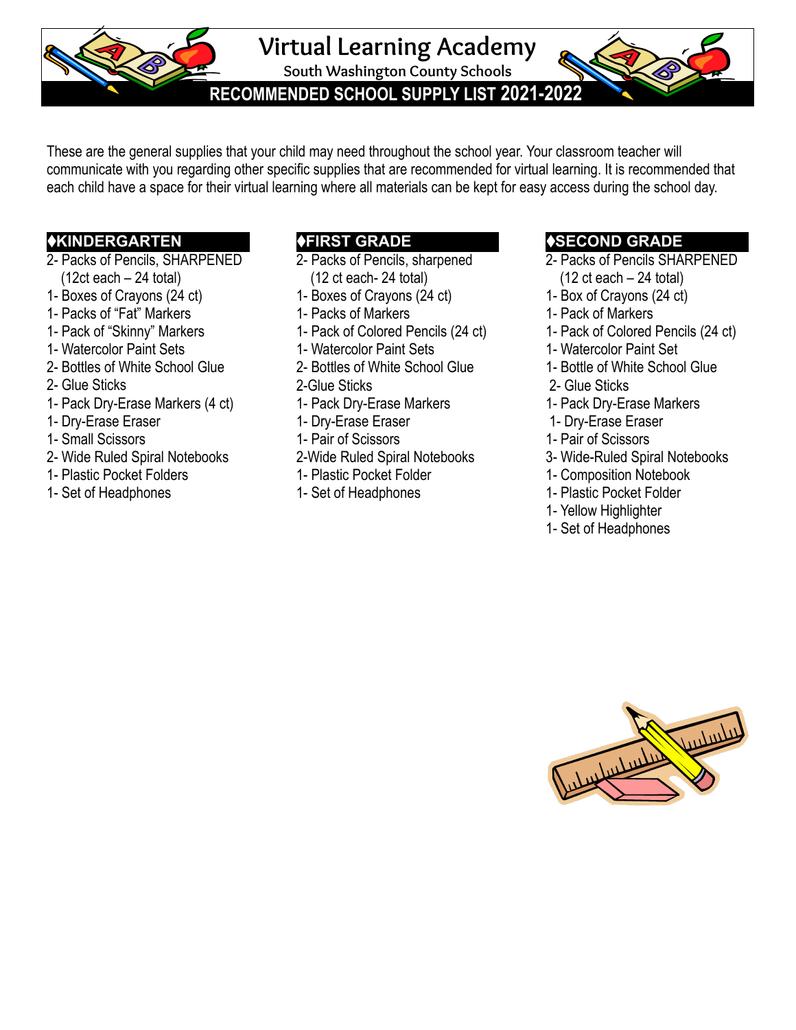# Virtual Learning Academy

South Washington County Schools

## RECOMMENDED SCHOOL SUPPLY LIST 2021-2022

These are the general supplies that your child may need throughout the school year. Your classroom teacher will communicate with you regarding other specific supplies that are recommended for virtual learning. It is recommended that each child have a space for their virtual learning where all materials can be kept for easy access during the school day.

### ♦KINDERGARTEN

- 2- Packs of Pencils, SHARPENED (12ct each – 24 total)
- 1- Boxes of Crayons (24 ct)
- 1- Packs of "Fat" Markers
- 1- Pack of "Skinny" Markers
- 1- Watercolor Paint Sets
- 2- Bottles of White School Glue
- 2- Glue Sticks
- 1- Pack Dry-Erase Markers (4 ct)
- 1- Dry-Erase Eraser
- 1- Small Scissors
- 2- Wide Ruled Spiral Notebooks
- 1- Plastic Pocket Folders
- 1- Set of Headphones

### ♦FIRST GRADE

- 2- Packs of Pencils, sharpened (12 ct each- 24 total)
- 1- Boxes of Crayons (24 ct)
- 1- Packs of Markers
- 1- Pack of Colored Pencils (24 ct)
- 1- Watercolor Paint Sets
- 2- Bottles of White School Glue
- 2-Glue Sticks
- 1- Pack Dry-Erase Markers
- 1- Dry-Erase Eraser
- 1- Pair of Scissors
- 2-Wide Ruled Spiral Notebooks
- 1- Plastic Pocket Folder
- 1- Set of Headphones

### ♦SECOND GRADE

- 2- Packs of Pencils SHARPENED (12 ct each – 24 total)
- 1- Box of Crayons (24 ct)
- 1- Pack of Markers
- 1- Pack of Colored Pencils (24 ct)
- 1- Watercolor Paint Set
- 1- Bottle of White School Glue
- 2- Glue Sticks
- 1- Pack Dry-Erase Markers
- 1- Dry-Erase Eraser
- 1- Pair of Scissors
- 3- Wide-Ruled Spiral Notebooks
- 1- Composition Notebook
- 1- Plastic Pocket Folder
- 1- Yellow Highlighter
- 1- Set of Headphones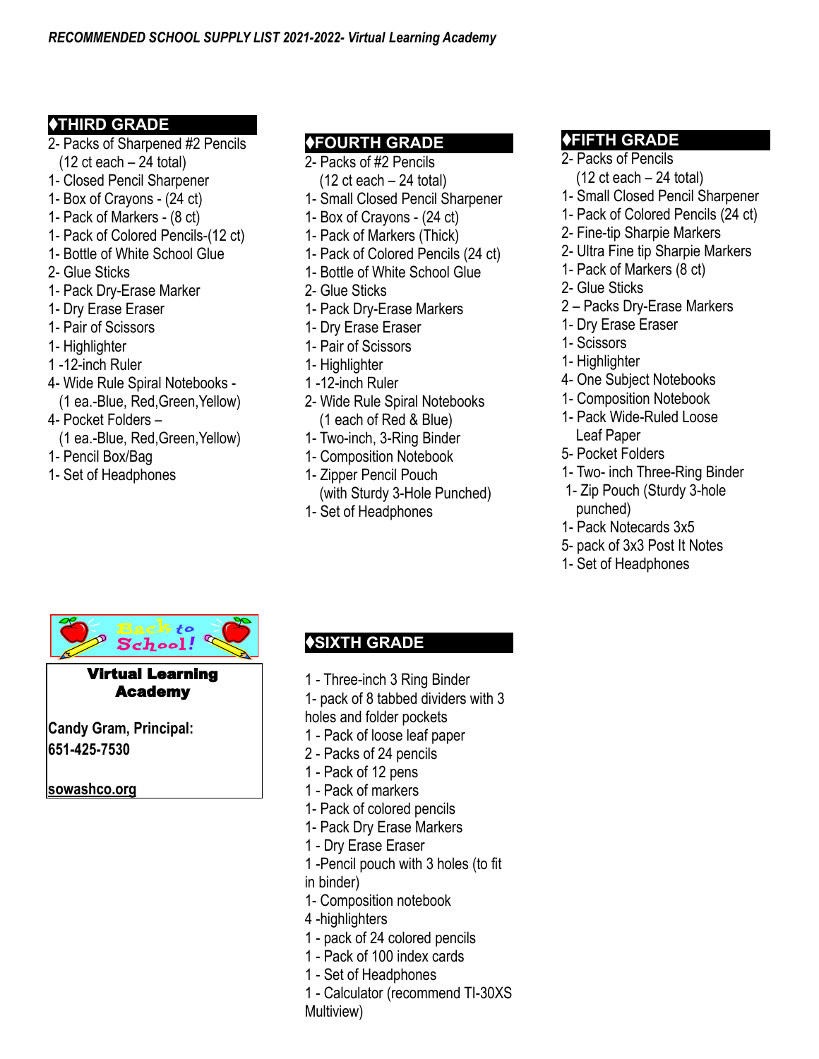*RECOMMENDED SCHOOL SUPPLY LIST 2021-2022- Virtual Learning Academy*

## ♦THIRD GRADE

- 2- Packs of Sharpened #2 Pencils (12 ct each – 24 total)
- 1- Closed Pencil Sharpener
- 1- Box of Crayons - (24 ct)
- 1- Pack of Markers - (8 ct)
- 1- Pack of Colored Pencils-(12 ct)
- 1- Bottle of White School Glue
- 2- Glue Sticks
- 1- Pack Dry-Erase Marker
- 1- Dry Erase Eraser
- 1- Pair of Scissors
- 1- Highlighter
- 1 -12-inch Ruler
- 4- Wide Rule Spiral Notebooks - (1 ea.-Blue, Red,Green,Yellow)
- 4- Pocket Folders – (1 ea.-Blue, Red,Green,Yellow)
- 1- Pencil Box/Bag
- 1- Set of Headphones

## ♦FOURTH GRADE

- 2- Packs of #2 Pencils (12 ct each – 24 total)
- 1- Small Closed Pencil Sharpener
- 1- Box of Crayons - (24 ct)
- 1- Pack of Markers (Thick)
- 1- Pack of Colored Pencils (24 ct)
- 1- Bottle of White School Glue
- 2- Glue Sticks
- 1- Pack Dry-Erase Markers
- 1- Dry Erase Eraser
- 1- Pair of Scissors
- 1- Highlighter
- 1 -12-inch Ruler
- 2- Wide Rule Spiral Notebooks (1 each of Red & Blue)
- 1- Two-inch, 3-Ring Binder
- 1- Composition Notebook
- 1- Zipper Pencil Pouch (with Sturdy 3-Hole Punched)
- 1- Set of Headphones

## ♦FIFTH GRADE

- 2- Packs of Pencils (12 ct each – 24 total)
- 1- Small Closed Pencil Sharpener
- 1- Pack of Colored Pencils (24 ct)
- 2- Fine-tip Sharpie Markers
- 2- Ultra Fine tip Sharpie Markers
- 1- Pack of Markers (8 ct)
- 2- Glue Sticks
- 2 – Packs Dry-Erase Markers
- 1- Dry Erase Eraser
- 1- Scissors
- 1- Highlighter
- 4- One Subject Notebooks
- 1- Composition Notebook
- 1- Pack Wide-Ruled Loose Leaf Paper
- 5- Pocket Folders
- 1- Two- inch Three-Ring Binder
- 1- Zip Pouch (Sturdy 3-hole punched)
- 1- Pack Notecards 3x5
- 5- pack of 3x3 Post It Notes
- 1- Set of Headphones

Back to School!

**Virtual Learning Academy**

**Candy Gram, Principal:**
**651-425-7530**

**sowashco.org**

## ♦SIXTH GRADE

- 1 - Three-inch 3 Ring Binder
- 1- pack of 8 tabbed dividers with 3 holes and folder pockets
- 1 - Pack of loose leaf paper
- 2 - Packs of 24 pencils
- 1 - Pack of 12 pens
- 1 - Pack of markers
- 1- Pack of colored pencils
- 1- Pack Dry Erase Markers
- 1 - Dry Erase Eraser
- 1 -Pencil pouch with 3 holes (to fit in binder)
- 1- Composition notebook
- 4 -highlighters
- 1 - pack of 24 colored pencils
- 1 - Pack of 100 index cards
- 1 - Set of Headphones
- 1 - Calculator (recommend TI-30XS Multiview)